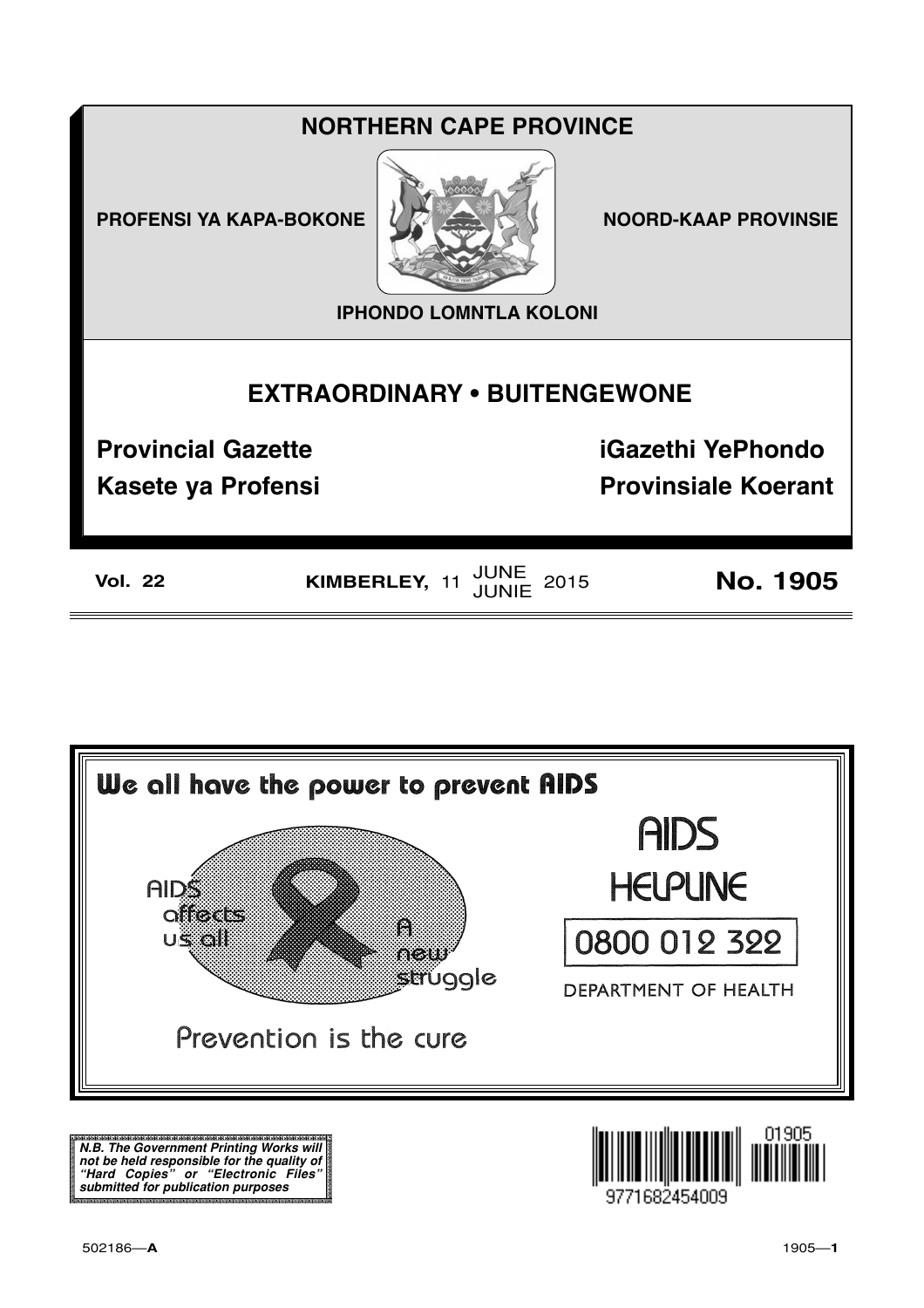# NORTHERN CAPE PROVINCE

PROFENSI YA KAPA-BOKONE

NOORD-KAAP PROVINSIE

IPHONDO LOMNTLA KOLONI

## EXTRAORDINARY • BUITENGEWONE

**Provincial Gazette**

**iGazethi YePhondo**

**Kasete ya Profensi**

**Provinsiale Koerant**

**Vol. 22** — **KIMBERLEY,** 11 JUNE / JUNIE 2015 — **No. 1905**

We all have the power to prevent AIDS

AIDS affects us all

A new struggle

Prevention is the cure

AIDS HELPLINE

0800 012 322

DEPARTMENT OF HEALTH

***N.B. The Government Printing Works will not be held responsible for the quality of "Hard Copies" or "Electronic Files" submitted for publication purposes***

01905

9771682454009

502186—**A**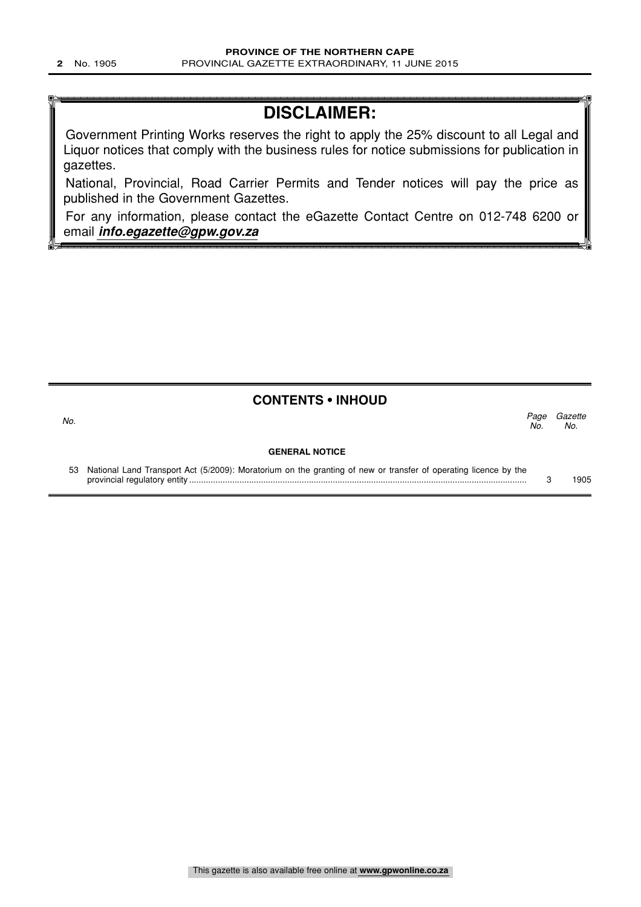## DISCLAIMER:

Government Printing Works reserves the right to apply the 25% discount to all Legal and Liquor notices that comply with the business rules for notice submissions for publication in gazettes.

National, Provincial, Road Carrier Permits and Tender notices will pay the price as published in the Government Gazettes.

For any information, please contact the eGazette Contact Centre on 012-748 6200 or email ***info.egazette@gpw.gov.za***

## CONTENTS • INHOUD

| *No.* | | *Page No.* | *Gazette No.* |
|---|---|---|---|
| | **GENERAL NOTICE** | | |
| 53 | National Land Transport Act (5/2009): Moratorium on the granting of new or transfer of operating licence by the provincial regulatory entity | 3 | 1905 |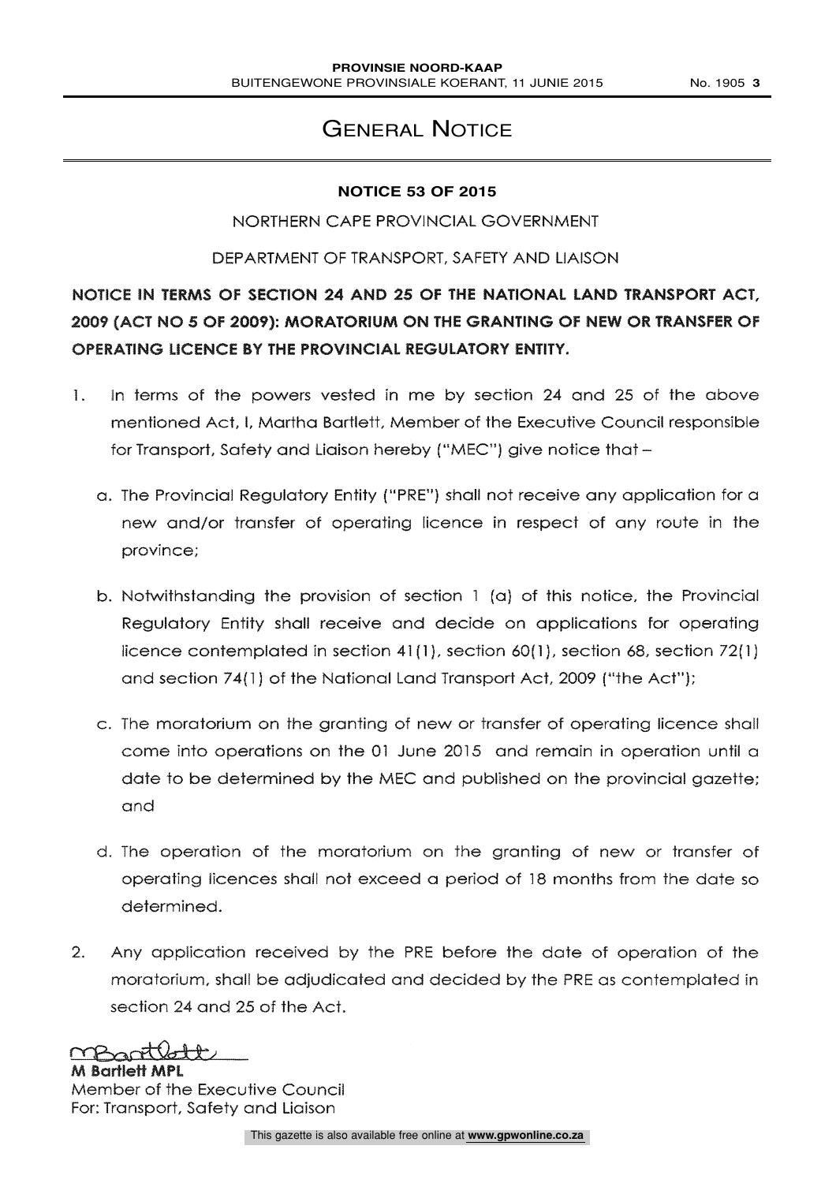# General Notice

**NOTICE 53 OF 2015**

NORTHERN CAPE PROVINCIAL GOVERNMENT

DEPARTMENT OF TRANSPORT, SAFETY AND LIAISON

**NOTICE IN TERMS OF SECTION 24 AND 25 OF THE NATIONAL LAND TRANSPORT ACT, 2009 (ACT NO 5 OF 2009): MORATORIUM ON THE GRANTING OF NEW OR TRANSFER OF OPERATING LICENCE BY THE PROVINCIAL REGULATORY ENTITY.**

1. In terms of the powers vested in me by section 24 and 25 of the above mentioned Act, I, Martha Bartlett, Member of the Executive Council responsible for Transport, Safety and Liaison hereby ("MEC") give notice that –

   a. The Provincial Regulatory Entity ("PRE") shall not receive any application for a new and/or transfer of operating licence in respect of any route in the province;

   b. Notwithstanding the provision of section 1 (a) of this notice, the Provincial Regulatory Entity shall receive and decide on applications for operating licence contemplated in section 41(1), section 60(1), section 68, section 72(1) and section 74(1) of the National Land Transport Act, 2009 ("the Act");

   c. The moratorium on the granting of new or transfer of operating licence shall come into operations on the 01 June 2015 and remain in operation until a date to be determined by the MEC and published on the provincial gazette; and

   d. The operation of the moratorium on the granting of new or transfer of operating licences shall not exceed a period of 18 months from the date so determined.

2. Any application received by the PRE before the date of operation of the moratorium, shall be adjudicated and decided by the PRE as contemplated in section 24 and 25 of the Act.

**M Bartlett MPL**
Member of the Executive Council
For: Transport, Safety and Liaison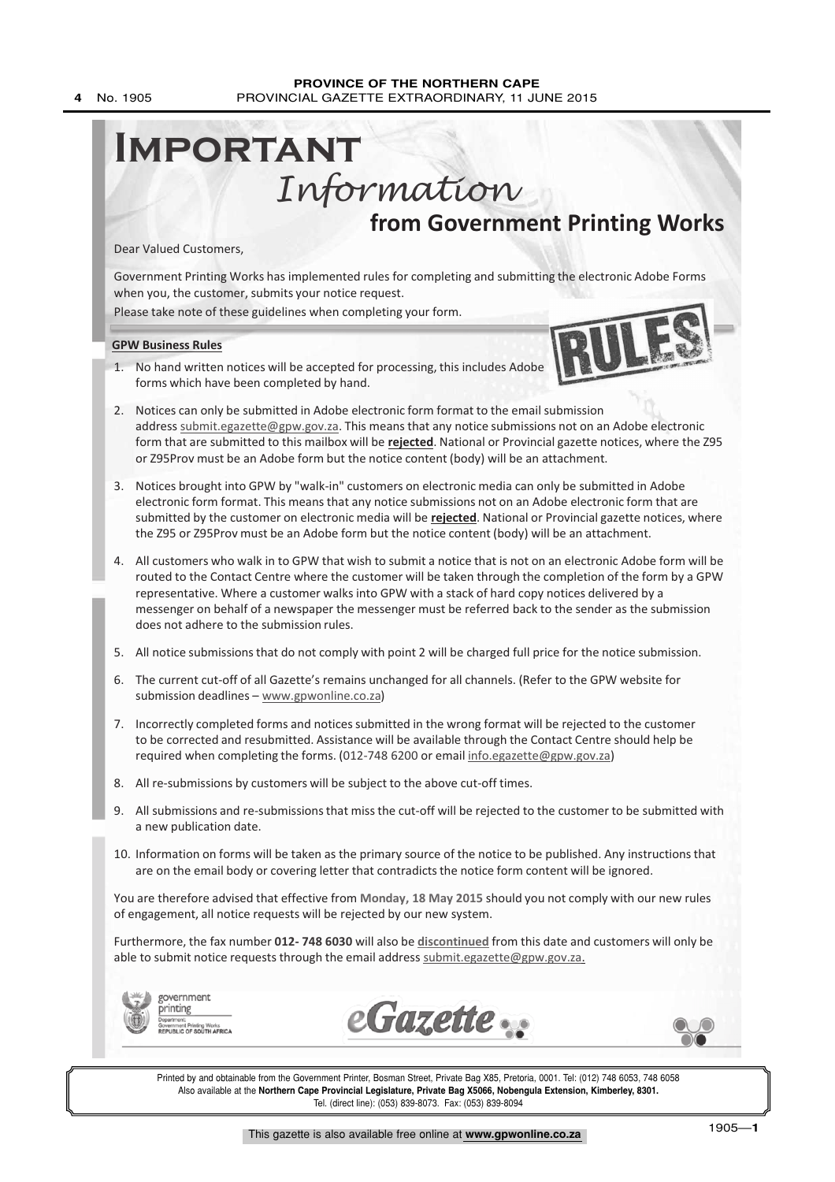# Important *Information* from Government Printing Works

Dear Valued Customers,

Government Printing Works has implemented rules for completing and submitting the electronic Adobe Forms when you, the customer, submits your notice request.

Please take note of these guidelines when completing your form.

**GPW Business Rules**

1. No hand written notices will be accepted for processing, this includes Adobe forms which have been completed by hand.
2. Notices can only be submitted in Adobe electronic form format to the email submission address submit.egazette@gpw.gov.za. This means that any notice submissions not on an Adobe electronic form that are submitted to this mailbox will be **rejected**. National or Provincial gazette notices, where the Z95 or Z95Prov must be an Adobe form but the notice content (body) will be an attachment.
3. Notices brought into GPW by "walk-in" customers on electronic media can only be submitted in Adobe electronic form format. This means that any notice submissions not on an Adobe electronic form that are submitted by the customer on electronic media will be **rejected**. National or Provincial gazette notices, where the Z95 or Z95Prov must be an Adobe form but the notice content (body) will be an attachment.
4. All customers who walk in to GPW that wish to submit a notice that is not on an electronic Adobe form will be routed to the Contact Centre where the customer will be taken through the completion of the form by a GPW representative. Where a customer walks into GPW with a stack of hard copy notices delivered by a messenger on behalf of a newspaper the messenger must be referred back to the sender as the submission does not adhere to the submission rules.
5. All notice submissions that do not comply with point 2 will be charged full price for the notice submission.
6. The current cut-off of all Gazette's remains unchanged for all channels. (Refer to the GPW website for submission deadlines – www.gpwonline.co.za)
7. Incorrectly completed forms and notices submitted in the wrong format will be rejected to the customer to be corrected and resubmitted. Assistance will be available through the Contact Centre should help be required when completing the forms. (012-748 6200 or email info.egazette@gpw.gov.za)
8. All re-submissions by customers will be subject to the above cut-off times.
9. All submissions and re-submissions that miss the cut-off will be rejected to the customer to be submitted with a new publication date.
10. Information on forms will be taken as the primary source of the notice to be published. Any instructions that are on the email body or covering letter that contradicts the notice form content will be ignored.

You are therefore advised that effective from **Monday, 18 May 2015** should you not comply with our new rules of engagement, all notice requests will be rejected by our new system.

Furthermore, the fax number **012- 748 6030** will also be **discontinued** from this date and customers will only be able to submit notice requests through the email address submit.egazette@gpw.gov.za.

Printed by and obtainable from the Government Printer, Bosman Street, Private Bag X85, Pretoria, 0001. Tel: (012) 748 6053, 748 6058
Also available at the **Northern Cape Provincial Legislature, Private Bag X5066, Nobengula Extension, Kimberley, 8301.**
Tel. (direct line): (053) 839-8073. Fax: (053) 839-8094